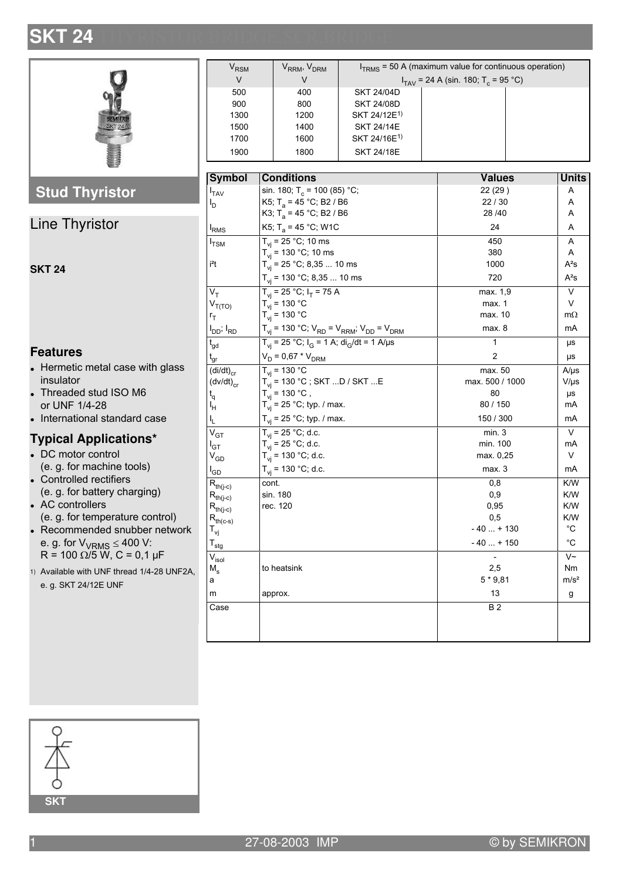# SKT 24

## Stud Thyristor

Line Thyristor

**SKT 24**

| $V_{RSM}$ V | $V_{RRM}$, $V_{DRM}$ V | $I_{TRMS}$ = 50 A (maximum value for continuous operation) $I_{TAV}$ = 24 A (sin. 180; $T_c$ = 95 °C) | | |
|---|---|---|---|---|
| 500 | 400 | SKT 24/04D | | |
| 900 | 800 | SKT 24/08D | | |
| 1300 | 1200 | SKT 24/12E[1)] | | |
| 1500 | 1400 | SKT 24/14E | | |
| 1700 | 1600 | SKT 24/16E[1)] | | |
| 1900 | 1800 | SKT 24/18E | | |

| Symbol | Conditions | Values | Units |
|---|---|---|---|
| $I_{TAV}$ | sin. 180; $T_c$ = 100 (85) °C; | 22 (29 ) | A |
| $I_D$ | K5; $T_a$ = 45 °C; B2 / B6 | 22 / 30 | A |
| | K3; $T_a$ = 45 °C; B2 / B6 | 28 /40 | A |
| $I_{RMS}$ | K5; $T_a$ = 45 °C; W1C | 24 | A |
| $I_{TSM}$ | $T_{vj}$ = 25 °C; 10 ms | 450 | A |
| | $T_{vj}$ = 130 °C; 10 ms | 380 | A |
| i²t | $T_{vj}$ = 25 °C; 8,35 ... 10 ms | 1000 | A²s |
| | $T_{vj}$ = 130 °C; 8,35 ... 10 ms | 720 | A²s |
| $V_T$ | $T_{vj}$ = 25 °C; $I_T$ = 75 A | max. 1,9 | V |
| $V_{T(TO)}$ | $T_{vj}$ = 130 °C | max. 1 | V |
| $r_T$ | $T_{vj}$ = 130 °C | max. 10 | mΩ |
| $I_{DD}$; $I_{RD}$ | $T_{vj}$ = 130 °C; $V_{RD}$ = $V_{RRM}$; $V_{DD}$ = $V_{DRM}$ | max. 8 | mA |
| $t_{gd}$ | $T_{vj}$ = 25 °C; $I_G$ = 1 A; $di_G/dt$ = 1 A/µs | 1 | µs |
| $t_{gr}$ | $V_D$ = 0,67 * $V_{DRM}$ | 2 | µs |
| $(di/dt)_{cr}$ | $T_{vj}$ = 130 °C | max. 50 | A/µs |
| $(dv/dt)_{cr}$ | $T_{vj}$ = 130 °C ; SKT ...D / SKT ...E | max. 500 / 1000 | V/µs |
| $t_q$ | $T_{vj}$ = 130 °C , | 80 | µs |
| $I_H$ | $T_{vj}$ = 25 °C; typ. / max. | 80 / 150 | mA |
| $I_L$ | $T_{vj}$ = 25 °C; typ. / max. | 150 / 300 | mA |
| $V_{GT}$ | $T_{vj}$ = 25 °C; d.c. | min. 3 | V |
| $I_{GT}$ | $T_{vj}$ = 25 °C; d.c. | min. 100 | mA |
| $V_{GD}$ | $T_{vj}$ = 130 °C; d.c. | max. 0,25 | V |
| $I_{GD}$ | $T_{vj}$ = 130 °C; d.c. | max. 3 | mA |
| $R_{th(j-c)}$ | cont. | 0,8 | K/W |
| $R_{th(j-c)}$ | sin. 180 | 0,9 | K/W |
| $R_{th(j-c)}$ | rec. 120 | 0,95 | K/W |
| $R_{th(c-s)}$ | | 0,5 | K/W |
| $T_{vj}$ | | - 40 ... + 130 | °C |
| $T_{stg}$ | | - 40 ... + 150 | °C |
| $V_{isol}$ | | - | V~ |
| $M_s$ | to heatsink | 2,5 | Nm |
| a | | 5 * 9,81 | m/s² |
| m | approx. | 13 | g |
| Case | | B 2 | |

## Features

- Hermetic metal case with glass insulator
- Threaded stud ISO M6 or UNF 1/4-28
- International standard case

## Typical Applications*

- DC motor control (e. g. for machine tools)
- Controlled rectifiers (e. g. for battery charging)
- AC controllers (e. g. for temperature control)
- Recommended snubber network e. g. for $V_{VRMS} \leq$ 400 V: R = 100 Ω/5 W, C = 0,1 µF

1) Available with UNF thread 1/4-28 UNF2A, e. g. SKT 24/12E UNF

SKT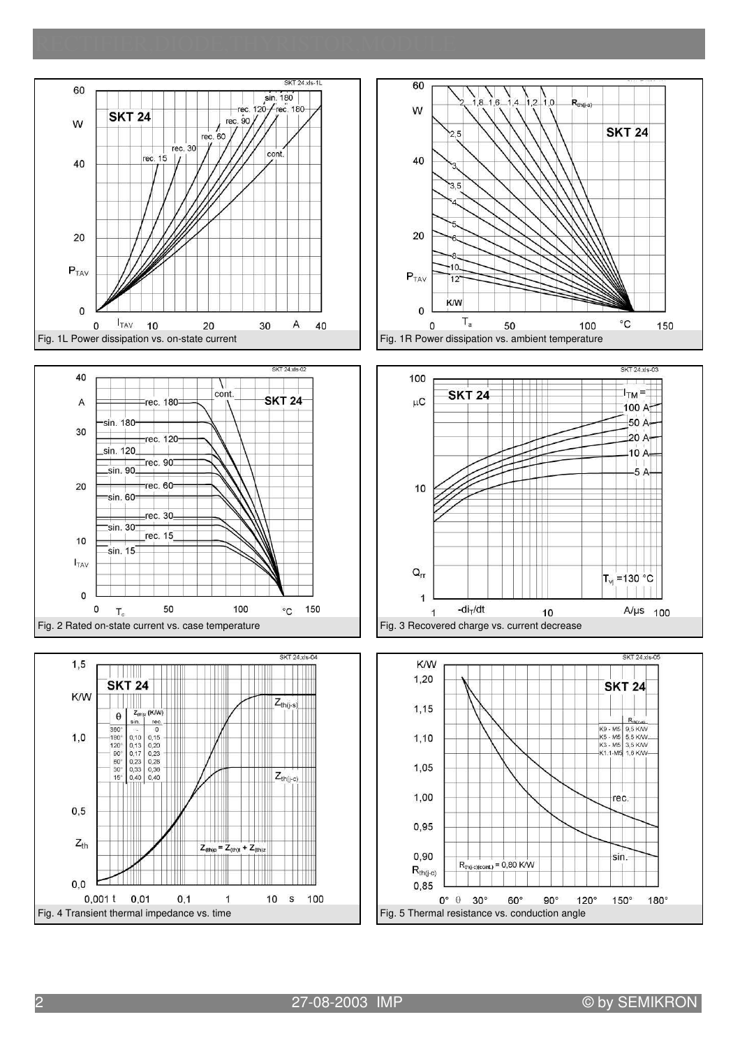SKT 24.xls-1L

60

W

SKT 24

sin. 180

rec. 120

rec. 180

rec. 90

rec. 60

rec. 30

rec. 15

cont.

40

20

$P_{TAV}$

0

0 $I_{TAV}$ 10 20 30 A 40

Fig. 1L Power dissipation vs. on-state current

60

W

2 1,8 1,6 1,4 1,2 1,0 $R_{th(j-a)}$

SKT 24

2,5

40

3

3,5

4

5

20

6

8

10

$P_{TAV}$

12

K/W

0

0 $T_a$ 50 100 °C 150

Fig. 1R Power dissipation vs. ambient temperature

SKT 24.xls-02

40

A

cont.

SKT 24

rec. 180

sin. 180

30

rec. 120

sin. 120

rec. 90

sin. 90

20

rec. 60

sin. 60

rec. 30

sin. 30

rec. 15

10

sin. 15

$I_{TAV}$

0

0 $T_c$ 50 100 °C 150

Fig. 2 Rated on-state current vs. case temperature

SKT 24.xls-03

100

µC

SKT 24

$I_{TM}$ =

100 A

50 A

20 A

10 A

5 A

10

$Q_{rr}$

$T_{vj}$ =130 °C

1

1 $-di_T/dt$ 10 A/µs 100

Fig. 3 Recovered charge vs. current decrease

SKT 24.xls-04

1,5

K/W

SKT 24

θ | $Z_{th(j-c)}$ (K/W) sin. | rec.
360° | – | 0
180° | 0,10 | 0,15
120° | 0,13 | 0,20
90° | 0,17 | 0,23
60° | 0,23 | 0,28
30° | 0,33 | 0,36
15° | 0,40 | 0,40

1,0

$Z_{th(j-s)}$

$Z_{th(j-c)}$

0,5

$Z_{th}$

$Z_{(th)t} = Z_{(th)t} + Z_{(th)z}$

0,0

0,001 t 0,01 0,1 1 10 s 100

Fig. 4 Transient thermal impedance vs. time

SKT 24.xls-05

K/W

1,20

SKT 24

1,15

$R_{th(c-a)}$

K9 - M5 9,5 K/W

K5 - M5 5,5 K/W

K3 - M5 3,5 K/W

K1,1-M5 1,6 K/W

1,10

1,05

1,00

rec.

0,95

0,90

sin.

$R_{th(j-c)(cont.)}$ = 0,80 K/W

$R_{th(j-c)}$

0,85

0° θ 30° 60° 90° 120° 150° 180°

Fig. 5 Thermal resistance vs. conduction angle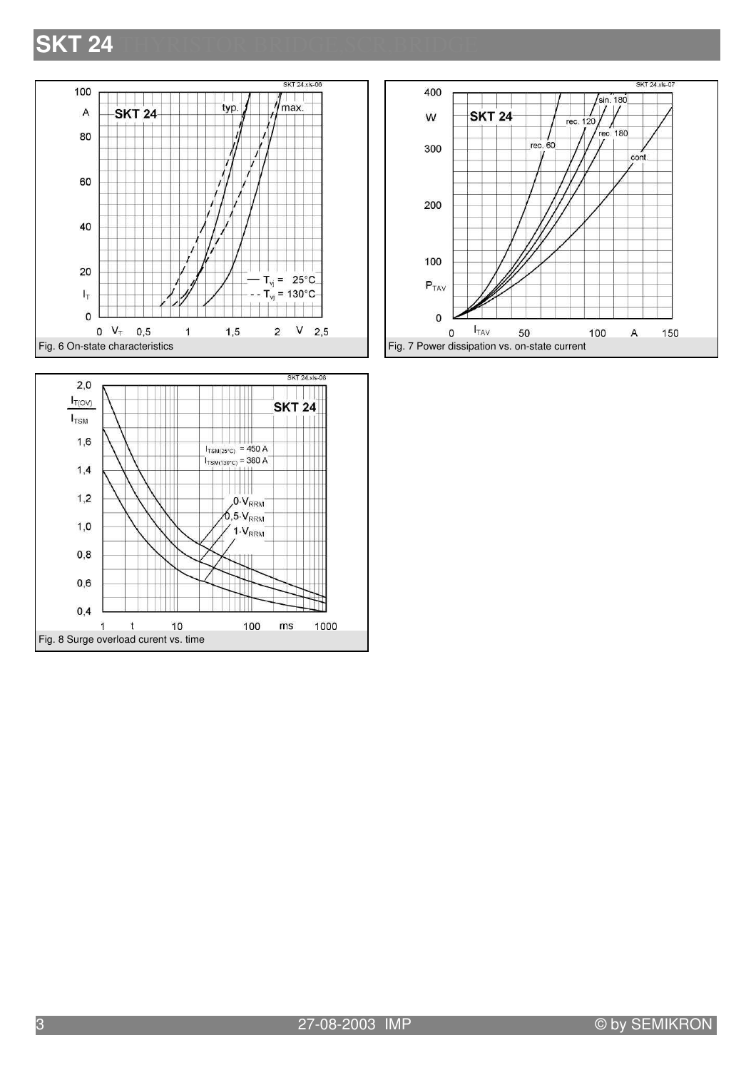# SKT 24 THYRISTOR BRIDGE SCR BRIDGE

SKT 24.xls-06

100 A

SKT 24

typ.

max.

80

60

40

20

$I_T$

0

0 $V_T$ 0,5 1 1,5 2 V 2,5

— $T_{vj}$ = 25°C

- - $T_{vj}$ = 130°C

Fig. 6 On-state characteristics

SKT 24.xls-07

400

W

SKT 24

300

200

100

$P_{TAV}$

0

sin. 180

rec. 120

rec. 180

rec. 60

cont.

0 $I_{TAV}$ 50 100 A 150

Fig. 7 Power dissipation vs. on-state current

SKT 24.xls-08

2,0

$\frac{I_{T(OV)}}{I_{TSM}}$

SKT 24

1,6

$I_{TSM(25°C)}$ = 450 A

$I_{TSM(130°C)}$ = 380 A

1,4

1,2

$0 \cdot V_{RRM}$

$0,5 \cdot V_{RRM}$

1,0

$1 \cdot V_{RRM}$

0,8

0,6

0,4

1 t 10 100 ms 1000

Fig. 8 Surge overload curent vs. time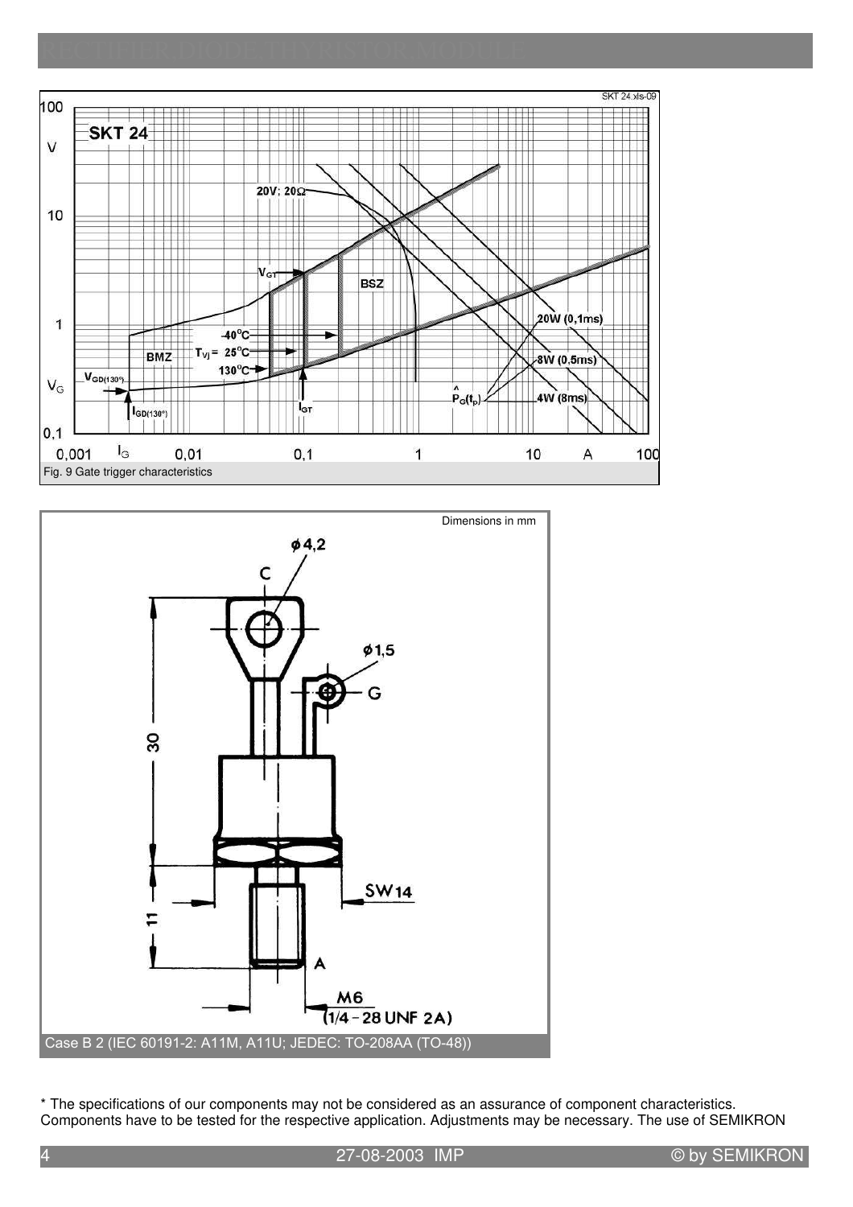SKT 24.xls-09

SKT 24

100

V

10

1

$V_G$

0,1

0,001 $I_G$ 0,01 0,1 1 10 A 100

20V; 20Ω

$V_{GT}$

BSZ

BMZ

-40°C

$T_{vj}$ = 25°C

130°C

$V_{GD(130°)}$

$I_{GD(130°)}$

$I_{GT}$

20W (0,1ms)

8W (0,5ms)

4W (8ms)

$\hat{P}_G(t_p)$

Fig. 9 Gate trigger characteristics

Dimensions in mm

ϕ4,2

C

ϕ1,5

G

30

11

SW14

A

M6

(1/4 – 28 UNF 2A)

Case B 2 (IEC 60191-2: A11M, A11U; JEDEC: TO-208AA (TO-48))

* The specifications of our components may not be considered as an assurance of component characteristics. Components have to be tested for the respective application. Adjustments may be necessary. The use of SEMIKRON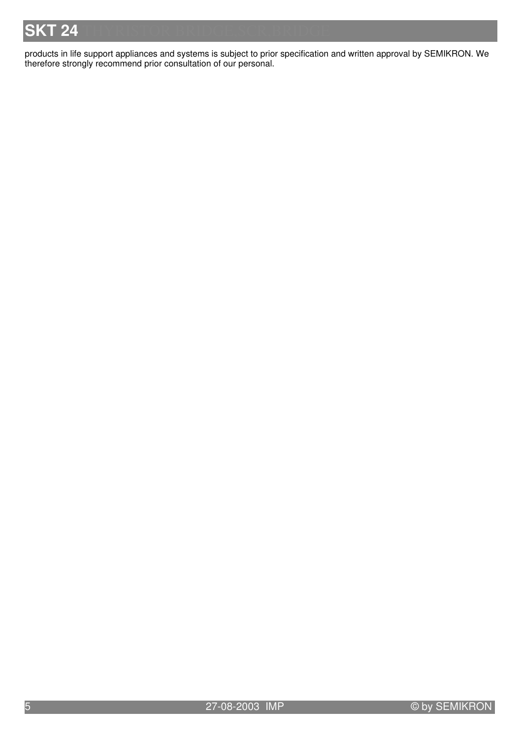products in life support appliances and systems is subject to prior specification and written approval by SEMIKRON. We therefore strongly recommend prior consultation of our personal.